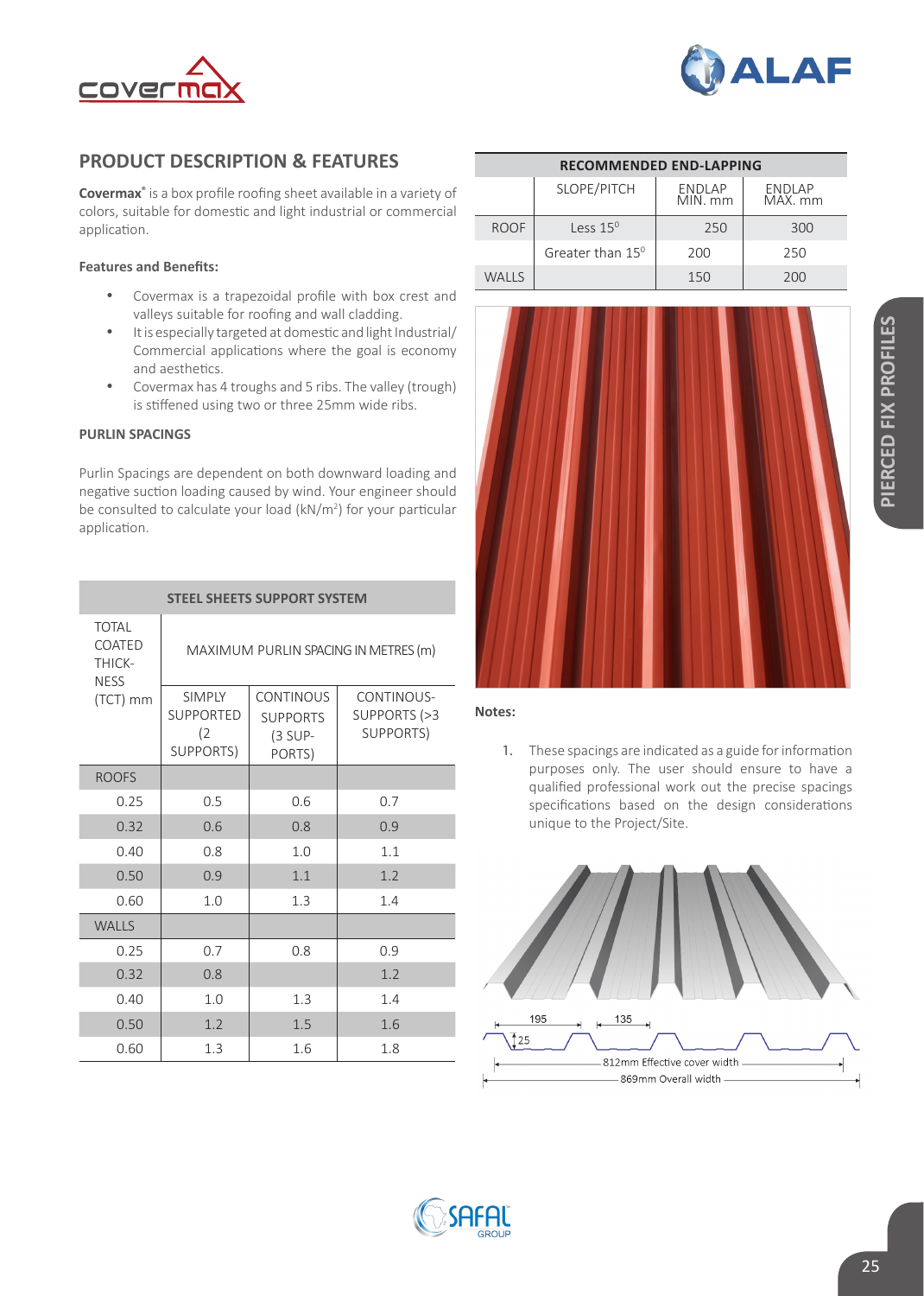## PRODUCT DESCRIPTION & FEATURES

**Covermax**® is a box profile roofing sheet available in a variety of colors, suitable for domestic and light industrial or commercial application.

**Features and Benefits:**

- Covermax is a trapezoidal profile with box crest and valleys suitable for roofing and wall cladding.
- It is especially targeted at domestic and light Industrial/ Commercial applications where the goal is economy and aesthetics.
- Covermax has 4 troughs and 5 ribs. The valley (trough) is stiffened using two or three 25mm wide ribs.

**PURLIN SPACINGS**

Purlin Spacings are dependent on both downward loading and negative suction loading caused by wind. Your engineer should be consulted to calculate your load (kN/m²) for your particular application.

| STEEL SHEETS SUPPORT SYSTEM | | | |
|---|---|---|---|
| TOTAL COATED THICKNESS (TCT) mm | MAXIMUM PURLIN SPACING IN METRES (m) | | |
| | SIMPLY SUPPORTED (2 SUPPORTS) | CONTINOUS SUPPORTS (3 SUPPORTS) | CONTINOUS-SUPPORTS (>3 SUPPORTS) |
| ROOFS | | | |
| 0.25 | 0.5 | 0.6 | 0.7 |
| 0.32 | 0.6 | 0.8 | 0.9 |
| 0.40 | 0.8 | 1.0 | 1.1 |
| 0.50 | 0.9 | 1.1 | 1.2 |
| 0.60 | 1.0 | 1.3 | 1.4 |
| WALLS | | | |
| 0.25 | 0.7 | 0.8 | 0.9 |
| 0.32 | 0.8 | | 1.2 |
| 0.40 | 1.0 | 1.3 | 1.4 |
| 0.50 | 1.2 | 1.5 | 1.6 |
| 0.60 | 1.3 | 1.6 | 1.8 |

| RECOMMENDED END-LAPPING | | | |
|---|---|---|---|
| | SLOPE/PITCH | ENDLAP MIN. mm | ENDLAP MAX. mm |
| ROOF | Less 15⁰ | 250 | 300 |
| | Greater than 15⁰ | 200 | 250 |
| WALLS | | 150 | 200 |

**Notes:**

1. These spacings are indicated as a guide for information purposes only. The user should ensure to have a qualified professional work out the precise spacings specifications based on the design considerations unique to the Project/Site.

195 | 135 | 25

812mm Effective cover width

869mm Overall width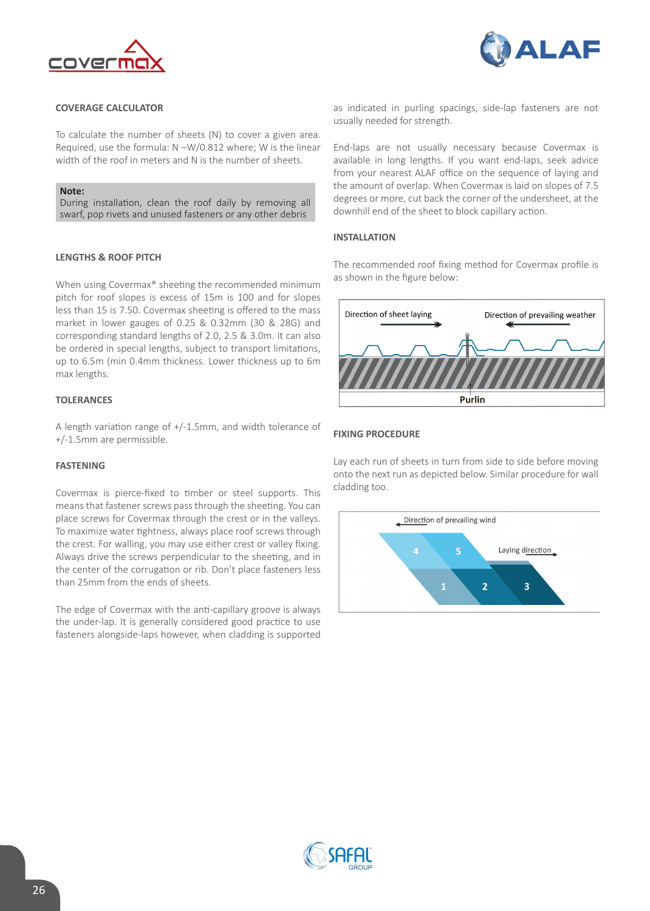## COVERAGE CALCULATOR

To calculate the number of sheets (N) to cover a given area. Required, use the formula: N –W/0.812 where; W is the linear width of the roof in meters and N is the number of sheets.

**Note:**
During installation, clean the roof daily by removing all swarf, pop rivets and unused fasteners or any other debris

## LENGTHS & ROOF PITCH

When using Covermax® sheeting the recommended minimum pitch for roof slopes is excess of 15m is 100 and for slopes less than 15 is 7.50. Covermax sheeting is offered to the mass market in lower gauges of 0.25 & 0.32mm (30 & 28G) and corresponding standard lengths of 2.0, 2.5 & 3.0m. it can also be ordered in special lengths, subject to transport limitations, up to 6.5m (min 0.4mm thickness. Lower thickness up to 6m max lengths.

## TOLERANCES

A length variation range of +/-1.5mm, and width tolerance of +/-1.5mm are permissible.

## FASTENING

Covermax is pierce-fixed to timber or steel supports. This means that fastener screws pass through the sheeting. You can place screws for Covermax through the crest or in the valleys. To maximize water tightness, always place roof screws through the crest. For walling, you may use either crest or valley fixing. Always drive the screws perpendicular to the sheeting, and in the center of the corrugation or rib. Don't place fasteners less than 25mm from the ends of sheets.

The edge of Covermax with the anti-capillary groove is always the under-lap. It is generally considered good practice to use fasteners alongside-laps however, when cladding is supported as indicated in purling spacings, side-lap fasteners are not usually needed for strength.

End-laps are not usually necessary because Covermax is available in long lengths. If you want end-laps, seek advice from your nearest ALAF office on the sequence of laying and the amount of overlap. When Covermax is laid on slopes of 7.5 degrees or more, cut back the corner of the undersheet, at the downhill end of the sheet to block capillary action.

## INSTALLATION

The recommended roof fixing method for Covermax profile is as shown in the figure below:

Direction of sheet laying
Direction of prevailing weather
Purlin

## FIXING PROCEDURE

Lay each run of sheets in turn from side to side before moving onto the next run as depicted below. Similar procedure for wall cladding too.

Direction of prevailing wind
Laying direction
4
5
1
2
3